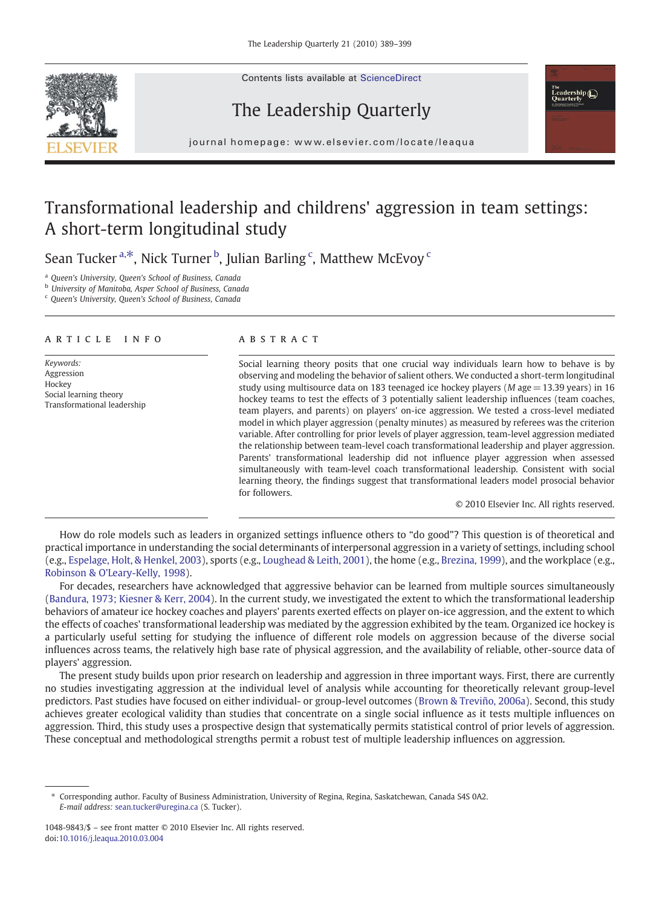# Transformational leadership and childrens' aggression in team settings: A short-term longitudinal study

Sean Tucker [a,*], Nick Turner [b], Julian Barling [c], Matthew McEvoy [c]

[a] Queen's University, Queen's School of Business, Canada
[b] University of Manitoba, Asper School of Business, Canada
[c] Queen's University, Queen's School of Business, Canada

## ARTICLE INFO

*Keywords:*
Aggression
Hockey
Social learning theory
Transformational leadership

## ABSTRACT

Social learning theory posits that one crucial way individuals learn how to behave is by observing and modeling the behavior of salient others. We conducted a short-term longitudinal study using multisource data on 183 teenaged ice hockey players (*M* age = 13.39 years) in 16 hockey teams to test the effects of 3 potentially salient leadership influences (team coaches, team players, and parents) on players' on-ice aggression. We tested a cross-level mediated model in which player aggression (penalty minutes) as measured by referees was the criterion variable. After controlling for prior levels of player aggression, team-level aggression mediated the relationship between team-level coach transformational leadership and player aggression. Parents' transformational leadership did not influence player aggression when assessed simultaneously with team-level coach transformational leadership. Consistent with social learning theory, the findings suggest that transformational leaders model prosocial behavior for followers.

© 2010 Elsevier Inc. All rights reserved.

How do role models such as leaders in organized settings influence others to "do good"? This question is of theoretical and practical importance in understanding the social determinants of interpersonal aggression in a variety of settings, including school (e.g., Espelage, Holt, & Henkel, 2003), sports (e.g., Loughead & Leith, 2001), the home (e.g., Brezina, 1999), and the workplace (e.g., Robinson & O'Leary-Kelly, 1998).

For decades, researchers have acknowledged that aggressive behavior can be learned from multiple sources simultaneously (Bandura, 1973; Kiesner & Kerr, 2004). In the current study, we investigated the extent to which the transformational leadership behaviors of amateur ice hockey coaches and players' parents exerted effects on player on-ice aggression, and the extent to which the effects of coaches' transformational leadership was mediated by the aggression exhibited by the team. Organized ice hockey is a particularly useful setting for studying the influence of different role models on aggression because of the diverse social influences across teams, the relatively high base rate of physical aggression, and the availability of reliable, other-source data of players' aggression.

The present study builds upon prior research on leadership and aggression in three important ways. First, there are currently no studies investigating aggression at the individual level of analysis while accounting for theoretically relevant group-level predictors. Past studies have focused on either individual- or group-level outcomes (Brown & Treviño, 2006a). Second, this study achieves greater ecological validity than studies that concentrate on a single social influence as it tests multiple influences on aggression. Third, this study uses a prospective design that systematically permits statistical control of prior levels of aggression. These conceptual and methodological strengths permit a robust test of multiple leadership influences on aggression.

\* Corresponding author. Faculty of Business Administration, University of Regina, Regina, Saskatchewan, Canada S4S 0A2. *E-mail address:* sean.tucker@uregina.ca (S. Tucker).

1048-9843/$ – see front matter © 2010 Elsevier Inc. All rights reserved.
doi:10.1016/j.leaqua.2010.03.004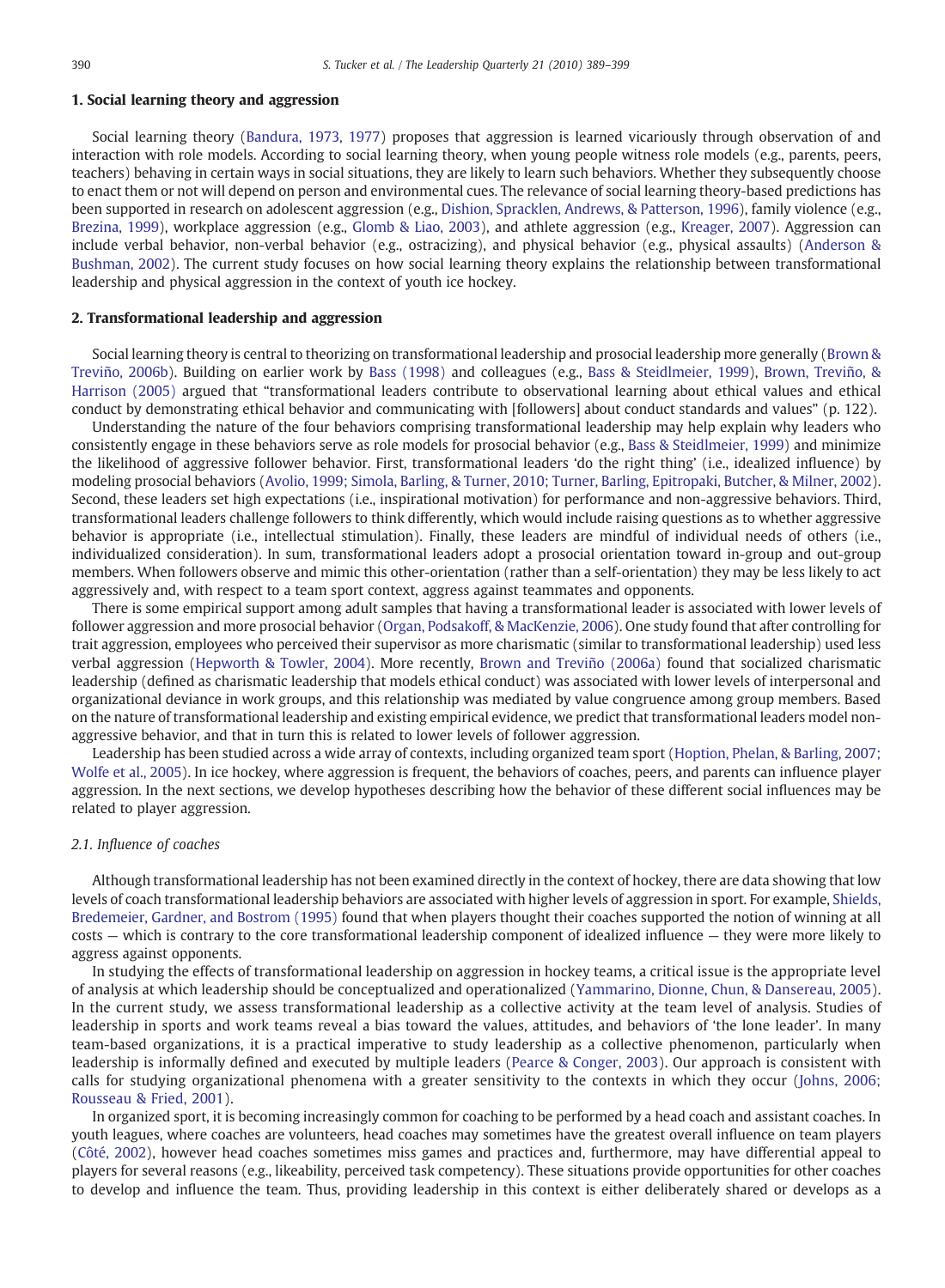## 1. Social learning theory and aggression

Social learning theory (Bandura, 1973, 1977) proposes that aggression is learned vicariously through observation of and interaction with role models. According to social learning theory, when young people witness role models (e.g., parents, peers, teachers) behaving in certain ways in social situations, they are likely to learn such behaviors. Whether they subsequently choose to enact them or not will depend on person and environmental cues. The relevance of social learning theory-based predictions has been supported in research on adolescent aggression (e.g., Dishion, Spracklen, Andrews, & Patterson, 1996), family violence (e.g., Brezina, 1999), workplace aggression (e.g., Glomb & Liao, 2003), and athlete aggression (e.g., Kreager, 2007). Aggression can include verbal behavior, non-verbal behavior (e.g., ostracizing), and physical behavior (e.g., physical assaults) (Anderson & Bushman, 2002). The current study focuses on how social learning theory explains the relationship between transformational leadership and physical aggression in the context of youth ice hockey.

## 2. Transformational leadership and aggression

Social learning theory is central to theorizing on transformational leadership and prosocial leadership more generally (Brown & Treviño, 2006b). Building on earlier work by Bass (1998) and colleagues (e.g., Bass & Steidlmeier, 1999), Brown, Treviño, & Harrison (2005) argued that "transformational leaders contribute to observational learning about ethical values and ethical conduct by demonstrating ethical behavior and communicating with [followers] about conduct standards and values" (p. 122).

Understanding the nature of the four behaviors comprising transformational leadership may help explain why leaders who consistently engage in these behaviors serve as role models for prosocial behavior (e.g., Bass & Steidlmeier, 1999) and minimize the likelihood of aggressive follower behavior. First, transformational leaders 'do the right thing' (i.e., idealized influence) by modeling prosocial behaviors (Avolio, 1999; Simola, Barling, & Turner, 2010; Turner, Barling, Epitropaki, Butcher, & Milner, 2002). Second, these leaders set high expectations (i.e., inspirational motivation) for performance and non-aggressive behaviors. Third, transformational leaders challenge followers to think differently, which would include raising questions as to whether aggressive behavior is appropriate (i.e., intellectual stimulation). Finally, these leaders are mindful of individual needs of others (i.e., individualized consideration). In sum, transformational leaders adopt a prosocial orientation toward in-group and out-group members. When followers observe and mimic this other-orientation (rather than a self-orientation) they may be less likely to act aggressively and, with respect to a team sport context, aggress against teammates and opponents.

There is some empirical support among adult samples that having a transformational leader is associated with lower levels of follower aggression and more prosocial behavior (Organ, Podsakoff, & MacKenzie, 2006). One study found that after controlling for trait aggression, employees who perceived their supervisor as more charismatic (similar to transformational leadership) used less verbal aggression (Hepworth & Towler, 2004). More recently, Brown and Treviño (2006a) found that socialized charismatic leadership (defined as charismatic leadership that models ethical conduct) was associated with lower levels of interpersonal and organizational deviance in work groups, and this relationship was mediated by value congruence among group members. Based on the nature of transformational leadership and existing empirical evidence, we predict that transformational leaders model non-aggressive behavior, and that in turn this is related to lower levels of follower aggression.

Leadership has been studied across a wide array of contexts, including organized team sport (Hoption, Phelan, & Barling, 2007; Wolfe et al., 2005). In ice hockey, where aggression is frequent, the behaviors of coaches, peers, and parents can influence player aggression. In the next sections, we develop hypotheses describing how the behavior of these different social influences may be related to player aggression.

### 2.1. Influence of coaches

Although transformational leadership has not been examined directly in the context of hockey, there are data showing that low levels of coach transformational leadership behaviors are associated with higher levels of aggression in sport. For example, Shields, Bredemeier, Gardner, and Bostrom (1995) found that when players thought their coaches supported the notion of winning at all costs — which is contrary to the core transformational leadership component of idealized influence — they were more likely to aggress against opponents.

In studying the effects of transformational leadership on aggression in hockey teams, a critical issue is the appropriate level of analysis at which leadership should be conceptualized and operationalized (Yammarino, Dionne, Chun, & Dansereau, 2005). In the current study, we assess transformational leadership as a collective activity at the team level of analysis. Studies of leadership in sports and work teams reveal a bias toward the values, attitudes, and behaviors of 'the lone leader'. In many team-based organizations, it is a practical imperative to study leadership as a collective phenomenon, particularly when leadership is informally defined and executed by multiple leaders (Pearce & Conger, 2003). Our approach is consistent with calls for studying organizational phenomena with a greater sensitivity to the contexts in which they occur (Johns, 2006; Rousseau & Fried, 2001).

In organized sport, it is becoming increasingly common for coaching to be performed by a head coach and assistant coaches. In youth leagues, where coaches are volunteers, head coaches may sometimes have the greatest overall influence on team players (Côté, 2002), however head coaches sometimes miss games and practices and, furthermore, may have differential appeal to players for several reasons (e.g., likeability, perceived task competency). These situations provide opportunities for other coaches to develop and influence the team. Thus, providing leadership in this context is either deliberately shared or develops as a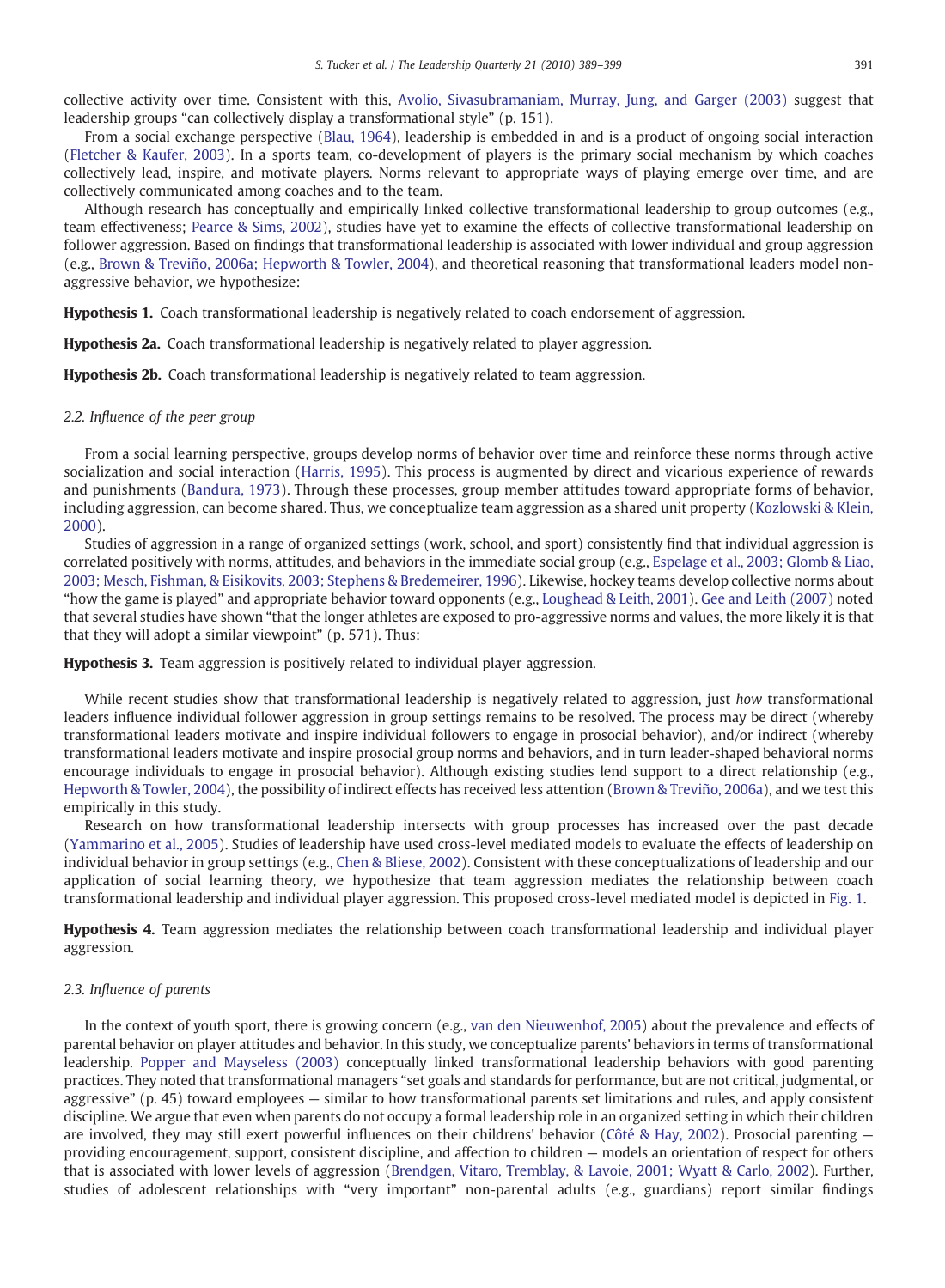collective activity over time. Consistent with this, Avolio, Sivasubramaniam, Murray, Jung, and Garger (2003) suggest that leadership groups "can collectively display a transformational style" (p. 151).

From a social exchange perspective (Blau, 1964), leadership is embedded in and is a product of ongoing social interaction (Fletcher & Kaufer, 2003). In a sports team, co-development of players is the primary social mechanism by which coaches collectively lead, inspire, and motivate players. Norms relevant to appropriate ways of playing emerge over time, and are collectively communicated among coaches and to the team.

Although research has conceptually and empirically linked collective transformational leadership to group outcomes (e.g., team effectiveness; Pearce & Sims, 2002), studies have yet to examine the effects of collective transformational leadership on follower aggression. Based on findings that transformational leadership is associated with lower individual and group aggression (e.g., Brown & Treviño, 2006a; Hepworth & Towler, 2004), and theoretical reasoning that transformational leaders model non-aggressive behavior, we hypothesize:

**Hypothesis 1.** Coach transformational leadership is negatively related to coach endorsement of aggression.

**Hypothesis 2a.** Coach transformational leadership is negatively related to player aggression.

**Hypothesis 2b.** Coach transformational leadership is negatively related to team aggression.

### 2.2. Influence of the peer group

From a social learning perspective, groups develop norms of behavior over time and reinforce these norms through active socialization and social interaction (Harris, 1995). This process is augmented by direct and vicarious experience of rewards and punishments (Bandura, 1973). Through these processes, group member attitudes toward appropriate forms of behavior, including aggression, can become shared. Thus, we conceptualize team aggression as a shared unit property (Kozlowski & Klein, 2000).

Studies of aggression in a range of organized settings (work, school, and sport) consistently find that individual aggression is correlated positively with norms, attitudes, and behaviors in the immediate social group (e.g., Espelage et al., 2003; Glomb & Liao, 2003; Mesch, Fishman, & Eisikovits, 2003; Stephens & Bredemeier, 1996). Likewise, hockey teams develop collective norms about "how the game is played" and appropriate behavior toward opponents (e.g., Loughead & Leith, 2001). Gee and Leith (2007) noted that several studies have shown "that the longer athletes are exposed to pro-aggressive norms and values, the more likely it is that that they will adopt a similar viewpoint" (p. 571). Thus:

**Hypothesis 3.** Team aggression is positively related to individual player aggression.

While recent studies show that transformational leadership is negatively related to aggression, just *how* transformational leaders influence individual follower aggression in group settings remains to be resolved. The process may be direct (whereby transformational leaders motivate and inspire individual followers to engage in prosocial behavior), and/or indirect (whereby transformational leaders motivate and inspire prosocial group norms and behaviors, and in turn leader-shaped behavioral norms encourage individuals to engage in prosocial behavior). Although existing studies lend support to a direct relationship (e.g., Hepworth & Towler, 2004), the possibility of indirect effects has received less attention (Brown & Treviño, 2006a), and we test this empirically in this study.

Research on how transformational leadership intersects with group processes has increased over the past decade (Yammarino et al., 2005). Studies of leadership have used cross-level mediated models to evaluate the effects of leadership on individual behavior in group settings (e.g., Chen & Bliese, 2002). Consistent with these conceptualizations of leadership and our application of social learning theory, we hypothesize that team aggression mediates the relationship between coach transformational leadership and individual player aggression. This proposed cross-level mediated model is depicted in Fig. 1.

**Hypothesis 4.** Team aggression mediates the relationship between coach transformational leadership and individual player aggression.

### 2.3. Influence of parents

In the context of youth sport, there is growing concern (e.g., van den Nieuwenhof, 2005) about the prevalence and effects of parental behavior on player attitudes and behavior. In this study, we conceptualize parents' behaviors in terms of transformational leadership. Popper and Mayseless (2003) conceptually linked transformational leadership behaviors with good parenting practices. They noted that transformational managers "set goals and standards for performance, but are not critical, judgmental, or aggressive" (p. 45) toward employees — similar to how transformational parents set limitations and rules, and apply consistent discipline. We argue that even when parents do not occupy a formal leadership role in an organized setting in which their children are involved, they may still exert powerful influences on their childrens' behavior (Côté & Hay, 2002). Prosocial parenting — providing encouragement, support, consistent discipline, and affection to children — models an orientation of respect for others that is associated with lower levels of aggression (Brendgen, Vitaro, Tremblay, & Lavoie, 2001; Wyatt & Carlo, 2002). Further, studies of adolescent relationships with "very important" non-parental adults (e.g., guardians) report similar findings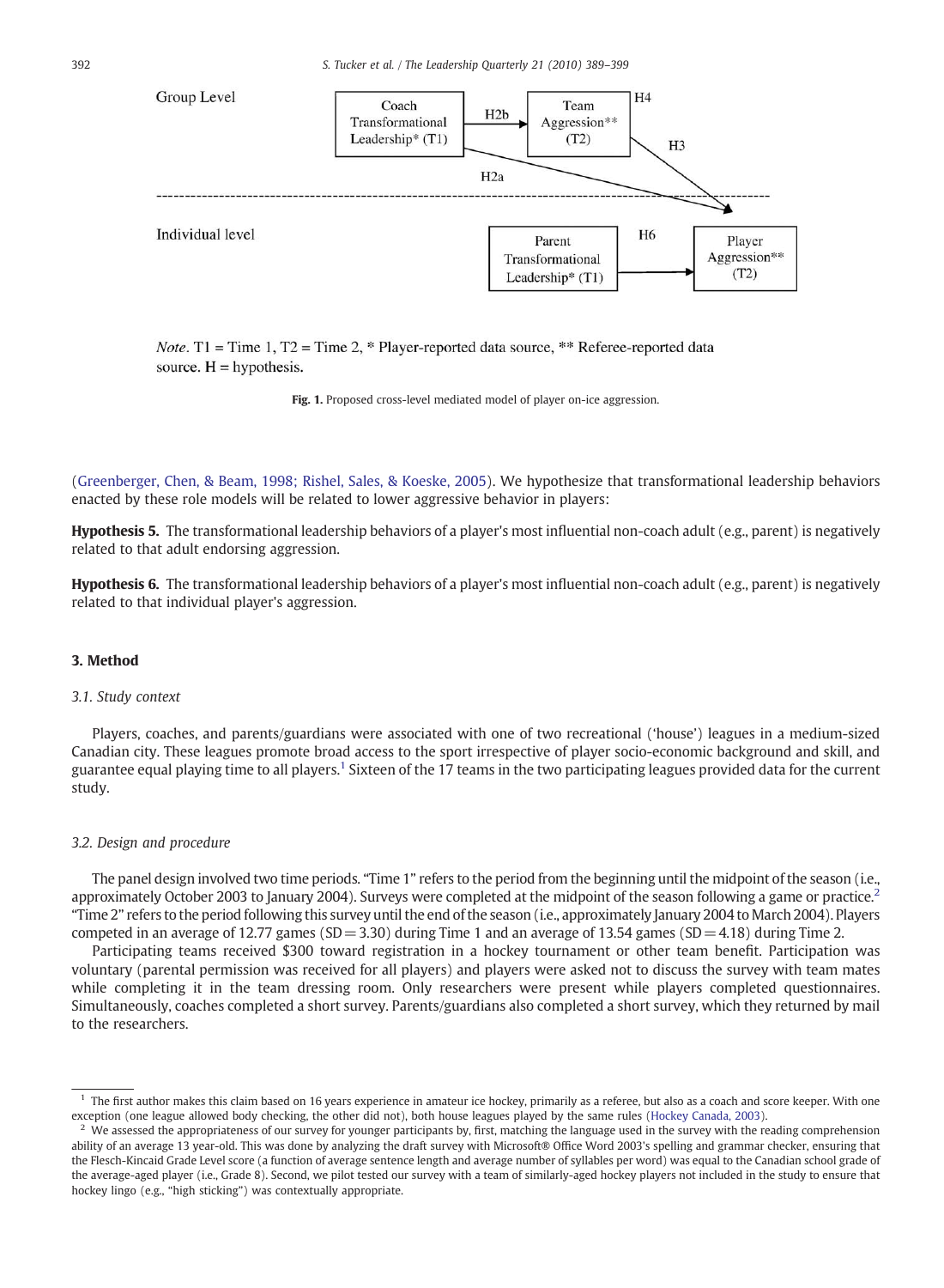Group Level

Coach Transformational Leadership* (T1) → H2b → Team Aggression** (T2)

H2a, H3, H4

Individual level

Parent Transformational Leadership* (T1) → H6 → Player Aggression** (T2)

*Note*. T1 = Time 1, T2 = Time 2, * Player-reported data source, ** Referee-reported data source. H = hypothesis.

**Fig. 1.** Proposed cross-level mediated model of player on-ice aggression.

(Greenberger, Chen, & Beam, 1998; Rishel, Sales, & Koeske, 2005). We hypothesize that transformational leadership behaviors enacted by these role models will be related to lower aggressive behavior in players:

**Hypothesis 5.** The transformational leadership behaviors of a player's most influential non-coach adult (e.g., parent) is negatively related to that adult endorsing aggression.

**Hypothesis 6.** The transformational leadership behaviors of a player's most influential non-coach adult (e.g., parent) is negatively related to that individual player's aggression.

## 3. Method

### *3.1. Study context*

Players, coaches, and parents/guardians were associated with one of two recreational ('house') leagues in a medium-sized Canadian city. These leagues promote broad access to the sport irrespective of player socio-economic background and skill, and guarantee equal playing time to all players.[1] Sixteen of the 17 teams in the two participating leagues provided data for the current study.

### *3.2. Design and procedure*

The panel design involved two time periods. "Time 1" refers to the period from the beginning until the midpoint of the season (i.e., approximately October 2003 to January 2004). Surveys were completed at the midpoint of the season following a game or practice.[2] "Time 2" refers to the period following this survey until the end of the season (i.e., approximately January 2004 to March 2004). Players competed in an average of 12.77 games (SD = 3.30) during Time 1 and an average of 13.54 games (SD = 4.18) during Time 2.

Participating teams received $300 toward registration in a hockey tournament or other team benefit. Participation was voluntary (parental permission was received for all players) and players were asked not to discuss the survey with team mates while completing it in the team dressing room. Only researchers were present while players completed questionnaires. Simultaneously, coaches completed a short survey. Parents/guardians also completed a short survey, which they returned by mail to the researchers.

[1] The first author makes this claim based on 16 years experience in amateur ice hockey, primarily as a referee, but also as a coach and score keeper. With one exception (one league allowed body checking, the other did not), both house leagues played by the same rules (Hockey Canada, 2003).

[2] We assessed the appropriateness of our survey for younger participants by, first, matching the language used in the survey with the reading comprehension ability of an average 13 year-old. This was done by analyzing the draft survey with Microsoft® Office Word 2003's spelling and grammar checker, ensuring that the Flesch-Kincaid Grade Level score (a function of average sentence length and average number of syllables per word) was equal to the Canadian school grade of the average-aged player (i.e., Grade 8). Second, we pilot tested our survey with a team of similarly-aged hockey players not included in the study to ensure that hockey lingo (e.g., "high sticking") was contextually appropriate.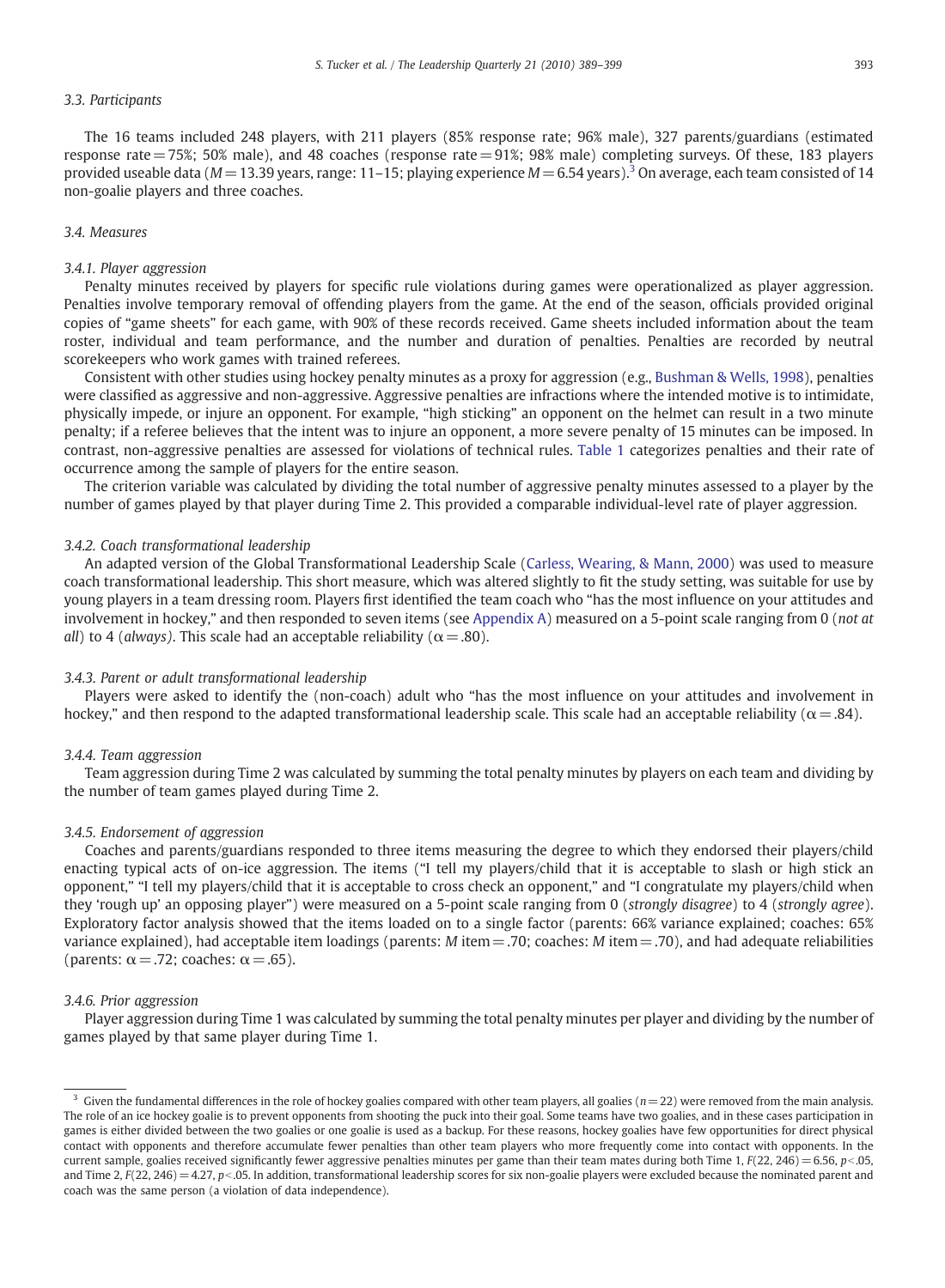### 3.3. Participants

The 16 teams included 248 players, with 211 players (85% response rate; 96% male), 327 parents/guardians (estimated response rate = 75%; 50% male), and 48 coaches (response rate = 91%; 98% male) completing surveys. Of these, 183 players provided useable data ($M = 13.39$ years, range: 11–15; playing experience $M = 6.54$ years).[3] On average, each team consisted of 14 non-goalie players and three coaches.

### 3.4. Measures

#### 3.4.1. Player aggression

Penalty minutes received by players for specific rule violations during games were operationalized as player aggression. Penalties involve temporary removal of offending players from the game. At the end of the season, officials provided original copies of "game sheets" for each game, with 90% of these records received. Game sheets included information about the team roster, individual and team performance, and the number and duration of penalties. Penalties are recorded by neutral scorekeepers who work games with trained referees.

Consistent with other studies using hockey penalty minutes as a proxy for aggression (e.g., Bushman & Wells, 1998), penalties were classified as aggressive and non-aggressive. Aggressive penalties are infractions where the intended motive is to intimidate, physically impede, or injure an opponent. For example, "high sticking" an opponent on the helmet can result in a two minute penalty; if a referee believes that the intent was to injure an opponent, a more severe penalty of 15 minutes can be imposed. In contrast, non-aggressive penalties are assessed for violations of technical rules. Table 1 categorizes penalties and their rate of occurrence among the sample of players for the entire season.

The criterion variable was calculated by dividing the total number of aggressive penalty minutes assessed to a player by the number of games played by that player during Time 2. This provided a comparable individual-level rate of player aggression.

#### 3.4.2. Coach transformational leadership

An adapted version of the Global Transformational Leadership Scale (Carless, Wearing, & Mann, 2000) was used to measure coach transformational leadership. This short measure, which was altered slightly to fit the study setting, was suitable for use by young players in a team dressing room. Players first identified the team coach who "has the most influence on your attitudes and involvement in hockey," and then responded to seven items (see Appendix A) measured on a 5-point scale ranging from 0 (*not at all*) to 4 (*always*). This scale had an acceptable reliability ($\alpha = .80$).

#### 3.4.3. Parent or adult transformational leadership

Players were asked to identify the (non-coach) adult who "has the most influence on your attitudes and involvement in hockey," and then respond to the adapted transformational leadership scale. This scale had an acceptable reliability ($\alpha = .84$).

#### 3.4.4. Team aggression

Team aggression during Time 2 was calculated by summing the total penalty minutes by players on each team and dividing by the number of team games played during Time 2.

#### 3.4.5. Endorsement of aggression

Coaches and parents/guardians responded to three items measuring the degree to which they endorsed their players/child enacting typical acts of on-ice aggression. The items ("I tell my players/child that it is acceptable to slash or high stick an opponent," "I tell my players/child that it is acceptable to cross check an opponent," and "I congratulate my players/child when they 'rough up' an opposing player") were measured on a 5-point scale ranging from 0 (*strongly disagree*) to 4 (*strongly agree*). Exploratory factor analysis showed that the items loaded on to a single factor (parents: 66% variance explained; coaches: 65% variance explained), had acceptable item loadings (parents: $M$ item = .70; coaches: $M$ item = .70), and had adequate reliabilities (parents: $\alpha = .72$; coaches: $\alpha = .65$).

#### 3.4.6. Prior aggression

Player aggression during Time 1 was calculated by summing the total penalty minutes per player and dividing by the number of games played by that same player during Time 1.

---

[3] Given the fundamental differences in the role of hockey goalies compared with other team players, all goalies ($n = 22$) were removed from the main analysis. The role of an ice hockey goalie is to prevent opponents from shooting the puck into their goal. Some teams have two goalies, and in these cases participation in games is either divided between the two goalies or one goalie is used as a backup. For these reasons, hockey goalies have few opportunities for direct physical contact with opponents and therefore accumulate fewer penalties than other team players who more frequently come into contact with opponents. In the current sample, goalies received significantly fewer aggressive penalties minutes per game than their team mates during both Time 1, $F(22, 246) = 6.56$, $p < .05$, and Time 2, $F(22, 246) = 4.27$, $p < .05$. In addition, transformational leadership scores for six non-goalie players were excluded because the nominated parent and coach was the same person (a violation of data independence).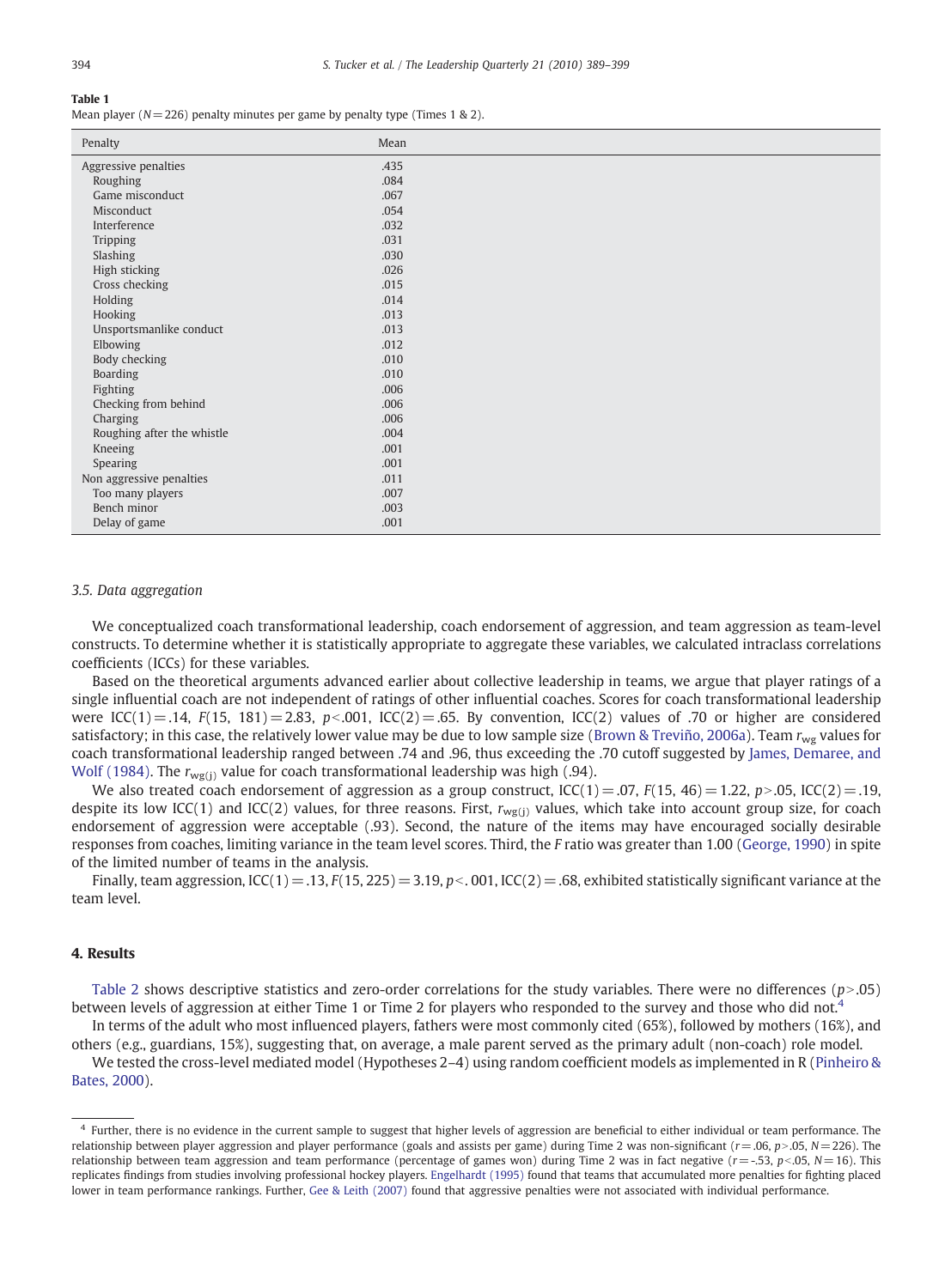**Table 1**
Mean player ($N = 226$) penalty minutes per game by penalty type (Times 1 & 2).

| Penalty | Mean |
|---|---|
| Aggressive penalties | .435 |
| Roughing | .084 |
| Game misconduct | .067 |
| Misconduct | .054 |
| Interference | .032 |
| Tripping | .031 |
| Slashing | .030 |
| High sticking | .026 |
| Cross checking | .015 |
| Holding | .014 |
| Hooking | .013 |
| Unsportsmanlike conduct | .013 |
| Elbowing | .012 |
| Body checking | .010 |
| Boarding | .010 |
| Fighting | .006 |
| Checking from behind | .006 |
| Charging | .006 |
| Roughing after the whistle | .004 |
| Kneeing | .001 |
| Spearing | .001 |
| Non aggressive penalties | .011 |
| Too many players | .007 |
| Bench minor | .003 |
| Delay of game | .001 |

### 3.5. Data aggregation

We conceptualized coach transformational leadership, coach endorsement of aggression, and team aggression as team-level constructs. To determine whether it is statistically appropriate to aggregate these variables, we calculated intraclass correlations coefficients (ICCs) for these variables.

Based on the theoretical arguments advanced earlier about collective leadership in teams, we argue that player ratings of a single influential coach are not independent of ratings of other influential coaches. Scores for coach transformational leadership were ICC(1) = .14, $F(15, 181) = 2.83$, $p < .001$, ICC(2) = .65. By convention, ICC(2) values of .70 or higher are considered satisfactory; in this case, the relatively lower value may be due to low sample size (Brown & Treviño, 2006a). Team $r_{wg}$ values for coach transformational leadership ranged between .74 and .96, thus exceeding the .70 cutoff suggested by James, Demaree, and Wolf (1984). The $r_{wg(j)}$ value for coach transformational leadership was high (.94).

We also treated coach endorsement of aggression as a group construct, ICC(1) = .07, $F(15, 46) = 1.22$, $p > .05$, ICC(2) = .19, despite its low ICC(1) and ICC(2) values, for three reasons. First, $r_{wg(j)}$ values, which take into account group size, for coach endorsement of aggression were acceptable (.93). Second, the nature of the items may have encouraged socially desirable responses from coaches, limiting variance in the team level scores. Third, the $F$ ratio was greater than 1.00 (George, 1990) in spite of the limited number of teams in the analysis.

Finally, team aggression, ICC(1) = .13, $F(15, 225) = 3.19$, $p < .001$, ICC(2) = .68, exhibited statistically significant variance at the team level.

## 4. Results

Table 2 shows descriptive statistics and zero-order correlations for the study variables. There were no differences ($p > .05$) between levels of aggression at either Time 1 or Time 2 for players who responded to the survey and those who did not.[4]

In terms of the adult who most influenced players, fathers were most commonly cited (65%), followed by mothers (16%), and others (e.g., guardians, 15%), suggesting that, on average, a male parent served as the primary adult (non-coach) role model.

We tested the cross-level mediated model (Hypotheses 2–4) using random coefficient models as implemented in R (Pinheiro & Bates, 2000).

[4] Further, there is no evidence in the current sample to suggest that higher levels of aggression are beneficial to either individual or team performance. The relationship between player aggression and player performance (goals and assists per game) during Time 2 was non-significant ($r = .06$, $p > .05$, $N = 226$). The relationship between team aggression and team performance (percentage of games won) during Time 2 was in fact negative ($r = -.53$, $p < .05$, $N = 16$). This replicates findings from studies involving professional hockey players. Engelhardt (1995) found that teams that accumulated more penalties for fighting placed lower in team performance rankings. Further, Gee & Leith (2007) found that aggressive penalties were not associated with individual performance.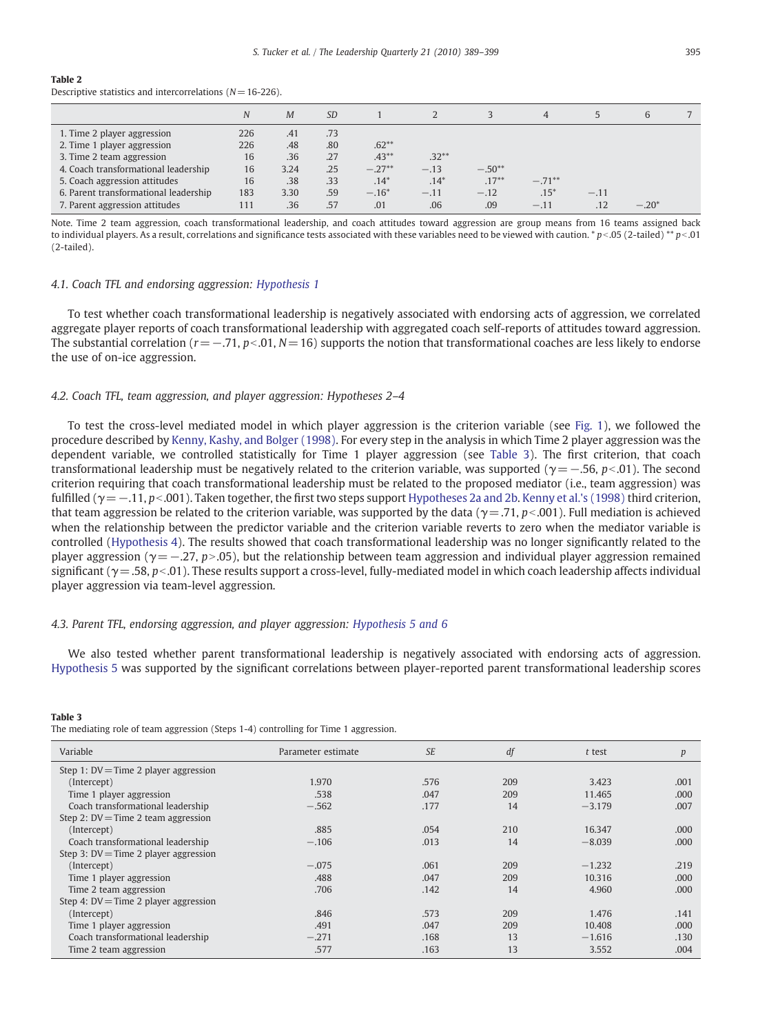**Table 2**
Descriptive statistics and intercorrelations (N = 16-226).

| | *N* | *M* | *SD* | 1 | 2 | 3 | 4 | 5 | 6 | 7 |
|---|---|---|---|---|---|---|---|---|---|---|
| 1. Time 2 player aggression | 226 | .41 | .73 | | | | | | | |
| 2. Time 1 player aggression | 226 | .48 | .80 | .62** | | | | | | |
| 3. Time 2 team aggression | 16 | .36 | .27 | .43** | .32** | | | | | |
| 4. Coach transformational leadership | 16 | 3.24 | .25 | −.27** | −.13 | −.50** | | | | |
| 5. Coach aggression attitudes | 16 | .38 | .33 | .14* | .14* | .17** | −.71** | | | |
| 6. Parent transformational leadership | 183 | 3.30 | .59 | −.16* | −.11 | −.12 | .15* | −.11 | | |
| 7. Parent aggression attitudes | 111 | .36 | .57 | .01 | .06 | .09 | −.11 | .12 | −.20* | |

Note. Time 2 team aggression, coach transformational leadership, and coach attitudes toward aggression are group means from 16 teams assigned back to individual players. As a result, correlations and significance tests associated with these variables need to be viewed with caution. * $p < .05$ (2-tailed) ** $p < .01$ (2-tailed).

### 4.1. Coach TFL and endorsing aggression: Hypothesis 1

To test whether coach transformational leadership is negatively associated with endorsing acts of aggression, we correlated aggregate player reports of coach transformational leadership with aggregated coach self-reports of attitudes toward aggression. The substantial correlation ($r = -.71$, $p < .01$, $N = 16$) supports the notion that transformational coaches are less likely to endorse the use of on-ice aggression.

### 4.2. Coach TFL, team aggression, and player aggression: Hypotheses 2–4

To test the cross-level mediated model in which player aggression is the criterion variable (see Fig. 1), we followed the procedure described by Kenny, Kashy, and Bolger (1998). For every step in the analysis in which Time 2 player aggression was the dependent variable, we controlled statistically for Time 1 player aggression (see Table 3). The first criterion, that coach transformational leadership must be negatively related to the criterion variable, was supported ($\gamma = -.56$, $p < .01$). The second criterion requiring that coach transformational leadership must be related to the proposed mediator (i.e., team aggression) was fulfilled ($\gamma = -.11$, $p < .001$). Taken together, the first two steps support Hypotheses 2a and 2b. Kenny et al.'s (1998) third criterion, that team aggression be related to the criterion variable, was supported by the data ($\gamma = .71$, $p < .001$). Full mediation is achieved when the relationship between the predictor variable and the criterion variable reverts to zero when the mediator variable is controlled (Hypothesis 4). The results showed that coach transformational leadership was no longer significantly related to the player aggression ($\gamma = -.27$, $p > .05$), but the relationship between team aggression and individual player aggression remained significant ($\gamma = .58$, $p < .01$). These results support a cross-level, fully-mediated model in which coach leadership affects individual player aggression via team-level aggression.

### 4.3. Parent TFL, endorsing aggression, and player aggression: Hypothesis 5 and 6

We also tested whether parent transformational leadership is negatively associated with endorsing acts of aggression. Hypothesis 5 was supported by the significant correlations between player-reported parent transformational leadership scores

**Table 3**
The mediating role of team aggression (Steps 1-4) controlling for Time 1 aggression.

| Variable | Parameter estimate | *SE* | *df* | *t* test | *p* |
|---|---|---|---|---|---|
| Step 1: DV = Time 2 player aggression | | | | | |
| (Intercept) | 1.970 | .576 | 209 | 3.423 | .001 |
| Time 1 player aggression | .538 | .047 | 209 | 11.465 | .000 |
| Coach transformational leadership | −.562 | .177 | 14 | −3.179 | .007 |
| Step 2: DV = Time 2 team aggression | | | | | |
| (Intercept) | .885 | .054 | 210 | 16.347 | .000 |
| Coach transformational leadership | −.106 | .013 | 14 | −8.039 | .000 |
| Step 3: DV = Time 2 player aggression | | | | | |
| (Intercept) | −.075 | .061 | 209 | −1.232 | .219 |
| Time 1 player aggression | .488 | .047 | 209 | 10.316 | .000 |
| Time 2 team aggression | .706 | .142 | 14 | 4.960 | .000 |
| Step 4: DV = Time 2 player aggression | | | | | |
| (Intercept) | .846 | .573 | 209 | 1.476 | .141 |
| Time 1 player aggression | .491 | .047 | 209 | 10.408 | .000 |
| Coach transformational leadership | −.271 | .168 | 13 | −1.616 | .130 |
| Time 2 team aggression | .577 | .163 | 13 | 3.552 | .004 |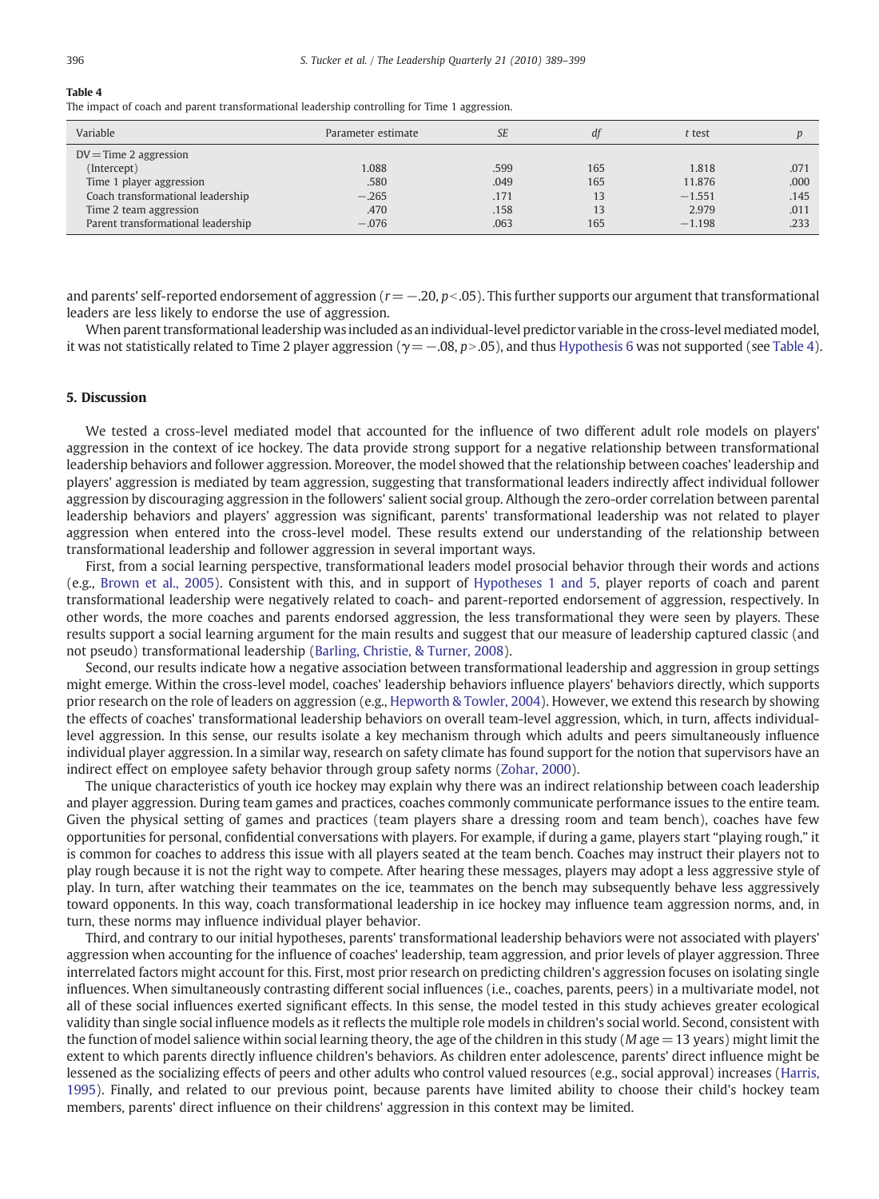**Table 4**
The impact of coach and parent transformational leadership controlling for Time 1 aggression.

| Variable | Parameter estimate | *SE* | *df* | *t* test | *p* |
|---|---|---|---|---|---|
| DV = Time 2 aggression | | | | | |
| (Intercept) | 1.088 | .599 | 165 | 1.818 | .071 |
| Time 1 player aggression | .580 | .049 | 165 | 11.876 | .000 |
| Coach transformational leadership | −.265 | .171 | 13 | −1.551 | .145 |
| Time 2 team aggression | .470 | .158 | 13 | 2.979 | .011 |
| Parent transformational leadership | −.076 | .063 | 165 | −1.198 | .233 |

and parents' self-reported endorsement of aggression ($r = -.20$, $p < .05$). This further supports our argument that transformational leaders are less likely to endorse the use of aggression.

When parent transformational leadership was included as an individual-level predictor variable in the cross-level mediated model, it was not statistically related to Time 2 player aggression ($\gamma = -.08$, $p > .05$), and thus Hypothesis 6 was not supported (see Table 4).

## 5. Discussion

We tested a cross-level mediated model that accounted for the influence of two different adult role models on players' aggression in the context of ice hockey. The data provide strong support for a negative relationship between transformational leadership behaviors and follower aggression. Moreover, the model showed that the relationship between coaches' leadership and players' aggression is mediated by team aggression, suggesting that transformational leaders indirectly affect individual follower aggression by discouraging aggression in the followers' salient social group. Although the zero-order correlation between parental leadership behaviors and players' aggression was significant, parents' transformational leadership was not related to player aggression when entered into the cross-level model. These results extend our understanding of the relationship between transformational leadership and follower aggression in several important ways.

First, from a social learning perspective, transformational leaders model prosocial behavior through their words and actions (e.g., Brown et al., 2005). Consistent with this, and in support of Hypotheses 1 and 5, player reports of coach and parent transformational leadership were negatively related to coach- and parent-reported endorsement of aggression, respectively. In other words, the more coaches and parents endorsed aggression, the less transformational they were seen by players. These results support a social learning argument for the main results and suggest that our measure of leadership captured classic (and not pseudo) transformational leadership (Barling, Christie, & Turner, 2008).

Second, our results indicate how a negative association between transformational leadership and aggression in group settings might emerge. Within the cross-level model, coaches' leadership behaviors influence players' behaviors directly, which supports prior research on the role of leaders on aggression (e.g., Hepworth & Towler, 2004). However, we extend this research by showing the effects of coaches' transformational leadership behaviors on overall team-level aggression, which, in turn, affects individual-level aggression. In this sense, our results isolate a key mechanism through which adults and peers simultaneously influence individual player aggression. In a similar way, research on safety climate has found support for the notion that supervisors have an indirect effect on employee safety behavior through group safety norms (Zohar, 2000).

The unique characteristics of youth ice hockey may explain why there was an indirect relationship between coach leadership and player aggression. During team games and practices, coaches commonly communicate performance issues to the entire team. Given the physical setting of games and practices (team players share a dressing room and team bench), coaches have few opportunities for personal, confidential conversations with players. For example, if during a game, players start "playing rough," it is common for coaches to address this issue with all players seated at the team bench. Coaches may instruct their players not to play rough because it is not the right way to compete. After hearing these messages, players may adopt a less aggressive style of play. In turn, after watching their teammates on the ice, teammates on the bench may subsequently behave less aggressively toward opponents. In this way, coach transformational leadership in ice hockey may influence team aggression norms, and, in turn, these norms may influence individual player behavior.

Third, and contrary to our initial hypotheses, parents' transformational leadership behaviors were not associated with players' aggression when accounting for the influence of coaches' leadership, team aggression, and prior levels of player aggression. Three interrelated factors might account for this. First, most prior research on predicting children's aggression focuses on isolating single influences. When simultaneously contrasting different social influences (i.e., coaches, parents, peers) in a multivariate model, not all of these social influences exerted significant effects. In this sense, the model tested in this study achieves greater ecological validity than single social influence models as it reflects the multiple role models in children's social world. Second, consistent with the function of model salience within social learning theory, the age of the children in this study (*M* age = 13 years) might limit the extent to which parents directly influence children's behaviors. As children enter adolescence, parents' direct influence might be lessened as the socializing effects of peers and other adults who control valued resources (e.g., social approval) increases (Harris, 1995). Finally, and related to our previous point, because parents have limited ability to choose their child's hockey team members, parents' direct influence on their childrens' aggression in this context may be limited.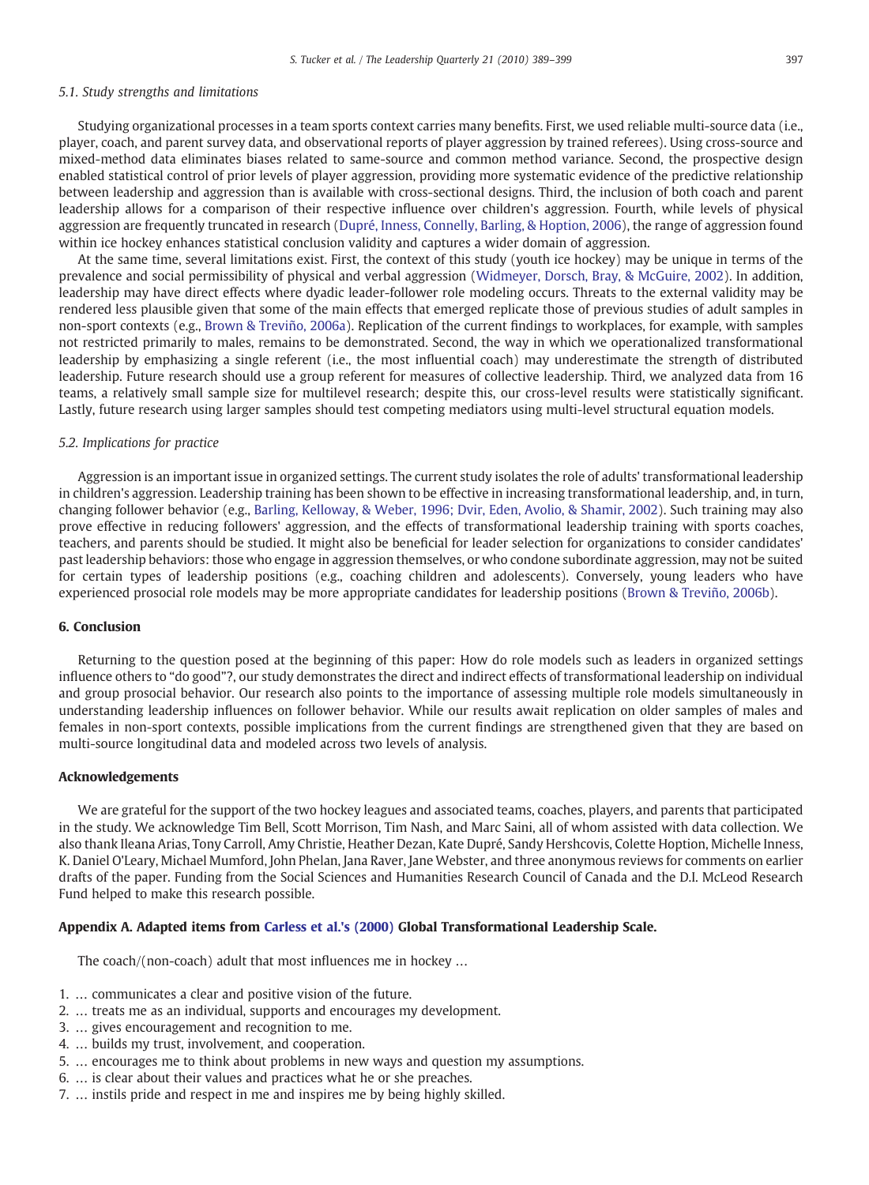### 5.1. Study strengths and limitations

Studying organizational processes in a team sports context carries many benefits. First, we used reliable multi-source data (i.e., player, coach, and parent survey data, and observational reports of player aggression by trained referees). Using cross-source and mixed-method data eliminates biases related to same-source and common method variance. Second, the prospective design enabled statistical control of prior levels of player aggression, providing more systematic evidence of the predictive relationship between leadership and aggression than is available with cross-sectional designs. Third, the inclusion of both coach and parent leadership allows for a comparison of their respective influence over children's aggression. Fourth, while levels of physical aggression are frequently truncated in research (Dupré, Inness, Connelly, Barling, & Hoption, 2006), the range of aggression found within ice hockey enhances statistical conclusion validity and captures a wider domain of aggression.

At the same time, several limitations exist. First, the context of this study (youth ice hockey) may be unique in terms of the prevalence and social permissibility of physical and verbal aggression (Widmeyer, Dorsch, Bray, & McGuire, 2002). In addition, leadership may have direct effects where dyadic leader-follower role modeling occurs. Threats to the external validity may be rendered less plausible given that some of the main effects that emerged replicate those of previous studies of adult samples in non-sport contexts (e.g., Brown & Treviño, 2006a). Replication of the current findings to workplaces, for example, with samples not restricted primarily to males, remains to be demonstrated. Second, the way in which we operationalized transformational leadership by emphasizing a single referent (i.e., the most influential coach) may underestimate the strength of distributed leadership. Future research should use a group referent for measures of collective leadership. Third, we analyzed data from 16 teams, a relatively small sample size for multilevel research; despite this, our cross-level results were statistically significant. Lastly, future research using larger samples should test competing mediators using multi-level structural equation models.

### 5.2. Implications for practice

Aggression is an important issue in organized settings. The current study isolates the role of adults' transformational leadership in children's aggression. Leadership training has been shown to be effective in increasing transformational leadership, and, in turn, changing follower behavior (e.g., Barling, Kelloway, & Weber, 1996; Dvir, Eden, Avolio, & Shamir, 2002). Such training may also prove effective in reducing followers' aggression, and the effects of transformational leadership training with sports coaches, teachers, and parents should be studied. It might also be beneficial for leader selection for organizations to consider candidates' past leadership behaviors: those who engage in aggression themselves, or who condone subordinate aggression, may not be suited for certain types of leadership positions (e.g., coaching children and adolescents). Conversely, young leaders who have experienced prosocial role models may be more appropriate candidates for leadership positions (Brown & Treviño, 2006b).

## 6. Conclusion

Returning to the question posed at the beginning of this paper: How do role models such as leaders in organized settings influence others to "do good"?, our study demonstrates the direct and indirect effects of transformational leadership on individual and group prosocial behavior. Our research also points to the importance of assessing multiple role models simultaneously in understanding leadership influences on follower behavior. While our results await replication on older samples of males and females in non-sport contexts, possible implications from the current findings are strengthened given that they are based on multi-source longitudinal data and modeled across two levels of analysis.

## Acknowledgements

We are grateful for the support of the two hockey leagues and associated teams, coaches, players, and parents that participated in the study. We acknowledge Tim Bell, Scott Morrison, Tim Nash, and Marc Saini, all of whom assisted with data collection. We also thank Ileana Arias, Tony Carroll, Amy Christie, Heather Dezan, Kate Dupré, Sandy Hershcovis, Colette Hoption, Michelle Inness, K. Daniel O'Leary, Michael Mumford, John Phelan, Jana Raver, Jane Webster, and three anonymous reviews for comments on earlier drafts of the paper. Funding from the Social Sciences and Humanities Research Council of Canada and the D.I. McLeod Research Fund helped to make this research possible.

## Appendix A. Adapted items from Carless et al.'s (2000) Global Transformational Leadership Scale.

The coach/(non-coach) adult that most influences me in hockey …

1. … communicates a clear and positive vision of the future.
2. … treats me as an individual, supports and encourages my development.
3. … gives encouragement and recognition to me.
4. … builds my trust, involvement, and cooperation.
5. … encourages me to think about problems in new ways and question my assumptions.
6. … is clear about their values and practices what he or she preaches.
7. … instils pride and respect in me and inspires me by being highly skilled.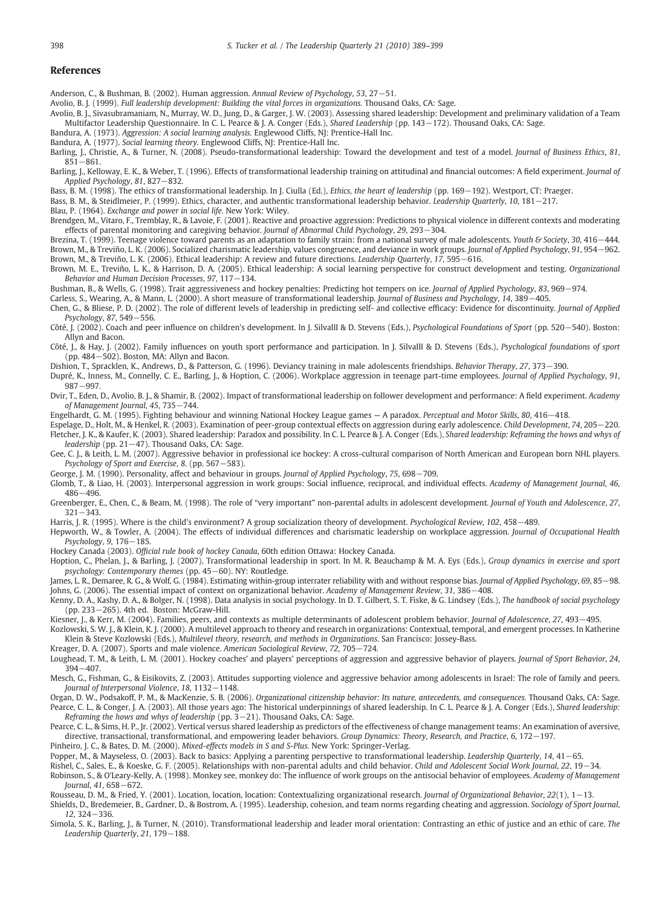## References

Anderson, C., & Bushman, B. (2002). Human aggression. *Annual Review of Psychology*, *53*, 27−51.

Avolio, B. J. (1999). *Full leadership development: Building the vital forces in organizations.* Thousand Oaks, CA: Sage.

Avolio, B. J., Sivasubramaniam, N., Murray, W. D., Jung, D., & Garger, J. W. (2003). Assessing shared leadership: Development and preliminary validation of a Team Multifactor Leadership Questionnaire. In C. L. Pearce & J. A. Conger (Eds.), *Shared Leadership* (pp. 143−172). Thousand Oaks, CA: Sage.

Bandura, A. (1973). *Aggression: A social learning analysis.* Englewood Cliffs, NJ: Prentice-Hall Inc.

Bandura, A. (1977). *Social learning theory.* Englewood Cliffs, NJ: Prentice-Hall Inc.

Barling, J., Christie, A., & Turner, N. (2008). Pseudo-transformational leadership: Toward the development and test of a model. *Journal of Business Ethics*, *81*, 851−861.

Barling, J., Kelloway, E. K., & Weber, T. (1996). Effects of transformational leadership training on attitudinal and financial outcomes: A field experiment. *Journal of Applied Psychology*, *81*, 827−832.

Bass, B. M. (1998). The ethics of transformational leadership. In J. Ciulla (Ed.), *Ethics, the heart of leadership* (pp. 169−192). Westport, CT: Praeger.

Bass, B. M., & Steidlmeier, P. (1999). Ethics, character, and authentic transformational leadership behavior. *Leadership Quarterly*, *10*, 181−217.

Blau, P. (1964). *Exchange and power in social life.* New York: Wiley.

Brendgen, M., Vitaro, F., Tremblay, R., & Lavoie, F. (2001). Reactive and proactive aggression: Predictions to physical violence in different contexts and moderating effects of parental monitoring and caregiving behavior. *Journal of Abnormal Child Psychology*, *29*, 293−304.

Brezina, T. (1999). Teenage violence toward parents as an adaptation to family strain: from a national survey of male adolescents. *Youth & Society*, *30*, 416−444.

Brown, M., & Treviño, L. K. (2006). Socialized charismatic leadership, values congruence, and deviance in work groups. *Journal of Applied Psychology*, *91*, 954−962.

Brown, M., & Treviño, L. K. (2006). Ethical leadership: A review and future directions. *Leadership Quarterly*, *17*, 595−616.

Brown, M. E., Treviño, L. K., & Harrison, D. A. (2005). Ethical leadership: A social learning perspective for construct development and testing. *Organizational Behavior and Human Decision Processes*, *97*, 117−134.

Bushman, B., & Wells, G. (1998). Trait aggressiveness and hockey penalties: Predicting hot tempers on ice. *Journal of Applied Psychology*, *83*, 969−974.

Carless, S., Wearing, A., & Mann, L. (2000). A short measure of transformational leadership. *Journal of Business and Psychology*, *14*, 389−405.

Chen, G., & Bliese, P. D. (2002). The role of different levels of leadership in predicting self- and collective efficacy: Evidence for discontinuity. *Journal of Applied Psychology*, *87*, 549−556.

Côté, J. (2002). Coach and peer influence on children's development. In J. SilvaIII & D. Stevens (Eds.), *Psychological Foundations of Sport* (pp. 520−540). Boston: Allyn and Bacon.

Côté, J., & Hay, J. (2002). Family influences on youth sport performance and participation. In J. SilvaIII & D. Stevens (Eds.), *Psychological foundations of sport* (pp. 484−502). Boston, MA: Allyn and Bacon.

Dishion, T., Spracklen, K., Andrews, D., & Patterson, G. (1996). Deviancy training in male adolescents friendships. *Behavior Therapy*, *27*, 373−390.

Dupré, K., Inness, M., Connelly, C. E., Barling, J., & Hoption, C. (2006). Workplace aggression in teenage part-time employees. *Journal of Applied Psychology*, *91*, 987−997.

Dvir, T., Eden, D., Avolio, B. J., & Shamir, B. (2002). Impact of transformational leadership on follower development and performance: A field experiment. *Academy of Management Journal*, *45*, 735−744.

Engelhardt, G. M. (1995). Fighting behaviour and winning National Hockey League games — A paradox. *Perceptual and Motor Skills*, *80*, 416−418.

Espelage, D., Holt, M., & Henkel, R. (2003). Examination of peer-group contextual effects on aggression during early adolescence. *Child Development*, *74*, 205−220.

Fletcher, J. K., & Kaufer, K. (2003). Shared leadership: Paradox and possibility. In C. L. Pearce & J. A. Conger (Eds.), *Shared leadership: Reframing the hows and whys of leadership* (pp. 21−47). Thousand Oaks, CA: Sage.

Gee, C. J., & Leith, L. M. (2007). Aggressive behavior in professional ice hockey: A cross-cultural comparison of North American and European born NHL players. *Psychology of Sport and Exercise*, *8*. (pp. 567−583).

George, J. M. (1990). Personality, affect and behaviour in groups. *Journal of Applied Psychology*, *75*, 698−709.

Glomb, T., & Liao, H. (2003). Interpersonal aggression in work groups: Social influence, reciprocal, and individual effects. *Academy of Management Journal*, *46*, 486−496.

Greenberger, E., Chen, C., & Beam, M. (1998). The role of "very important" non-parental adults in adolescent development. *Journal of Youth and Adolescence*, *27*, 321−343.

Harris, J. R. (1995). Where is the child's environment? A group socialization theory of development. *Psychological Review*, *102*, 458−489.

Hepworth, W., & Towler, A. (2004). The effects of individual differences and charismatic leadership on workplace aggression. *Journal of Occupational Health Psychology*, *9*, 176−185.

Hockey Canada (2003). *Official rule book of hockey Canada*, 60th edition Ottawa: Hockey Canada.

Hoption, C., Phelan, J., & Barling, J. (2007). Transformational leadership in sport. In M. R. Beauchamp & M. A. Eys (Eds.), *Group dynamics in exercise and sport psychology: Contemporary themes* (pp. 45−60). NY: Routledge.

James, L. R., Demaree, R. G., & Wolf, G. (1984). Estimating within-group interrater reliability with and without response bias. *Journal of Applied Psychology*, *69*, 85−98.

Johns, G. (2006). The essential impact of context on organizational behavior. *Academy of Management Review*, *31*, 386−408.

Kenny, D. A., Kashy, D. A., & Bolger, N. (1998). Data analysis in social psychology. In D. T. Gilbert, S. T. Fiske, & G. Lindsey (Eds.), *The handbook of social psychology* (pp. 233−265). 4th ed. Boston: McGraw-Hill.

Kiesner, J., & Kerr, M. (2004). Families, peers, and contexts as multiple determinants of adolescent problem behavior. *Journal of Adolescence*, *27*, 493−495.

Kozlowski, S. W. J., & Klein, K. J. (2000). A multilevel approach to theory and research in organizations: Contextual, temporal, and emergent processes. In Katherine Klein & Steve Kozlowski (Eds.), *Multilevel theory, research, and methods in Organizations*. San Francisco: Jossey-Bass.

Kreager, D. A. (2007). Sports and male violence. *American Sociological Review*, *72*, 705−724.

Loughead, T. M., & Leith, L. M. (2001). Hockey coaches' and players' perceptions of aggression and aggressive behavior of players. *Journal of Sport Behavior*, *24*, 394−407.

Mesch, G., Fishman, G., & Eisikovits, Z. (2003). Attitudes supporting violence and aggressive behavior among adolescents in Israel: The role of family and peers. *Journal of Interpersonal Violence*, *18*, 1132−1148.

Organ, D. W., Podsakoff, P. M., & MacKenzie, S. B. (2006). *Organizational citizenship behavior: Its nature, antecedents, and consequences.* Thousand Oaks, CA: Sage.

Pearce, C. L., & Conger, J. A. (2003). All those years ago: The historical underpinnings of shared leadership. In C. L. Pearce & J. A. Conger (Eds.), *Shared leadership: Reframing the hows and whys of leadership* (pp. 3−21). Thousand Oaks, CA: Sage.

Pearce, C. L., & Sims, H. P., Jr. (2002). Vertical versus shared leadership as predictors of the effectiveness of change management teams: An examination of aversive, directive, transactional, transformational, and empowering leader behaviors. *Group Dynamics: Theory, Research, and Practice*, *6*, 172−197.

Pinheiro, J. C., & Bates, D. M. (2000). *Mixed-effects models in S and S-Plus.* New York: Springer-Verlag.

Popper, M., & Mayseless, O. (2003). Back to basics: Applying a parenting perspective to transformational leadership. *Leadership Quarterly*, *14*, 41−65.

Rishel, C., Sales, E., & Koeske, G. F. (2005). Relationships with non-parental adults and child behavior. *Child and Adolescent Social Work Journal*, *22*, 19−34.

Robinson, S., & O'Leary-Kelly, A. (1998). Monkey see, monkey do: The influence of work groups on the antisocial behavior of employees. *Academy of Management Journal*, *41*, 658−672.

Rousseau, D. M., & Fried, Y. (2001). Location, location, location: Contextualizing organizational research. *Journal of Organizational Behavior*, *22*(1), 1−13.

Shields, D., Bredemeier, B., Gardner, D., & Bostrom, A. (1995). Leadership, cohesion, and team norms regarding cheating and aggression. *Sociology of Sport Journal*, *12*, 324−336.

Simola, S. K., Barling, J., & Turner, N. (2010). Transformational leadership and leader moral orientation: Contrasting an ethic of justice and an ethic of care. *The Leadership Quarterly*, *21*, 179−188.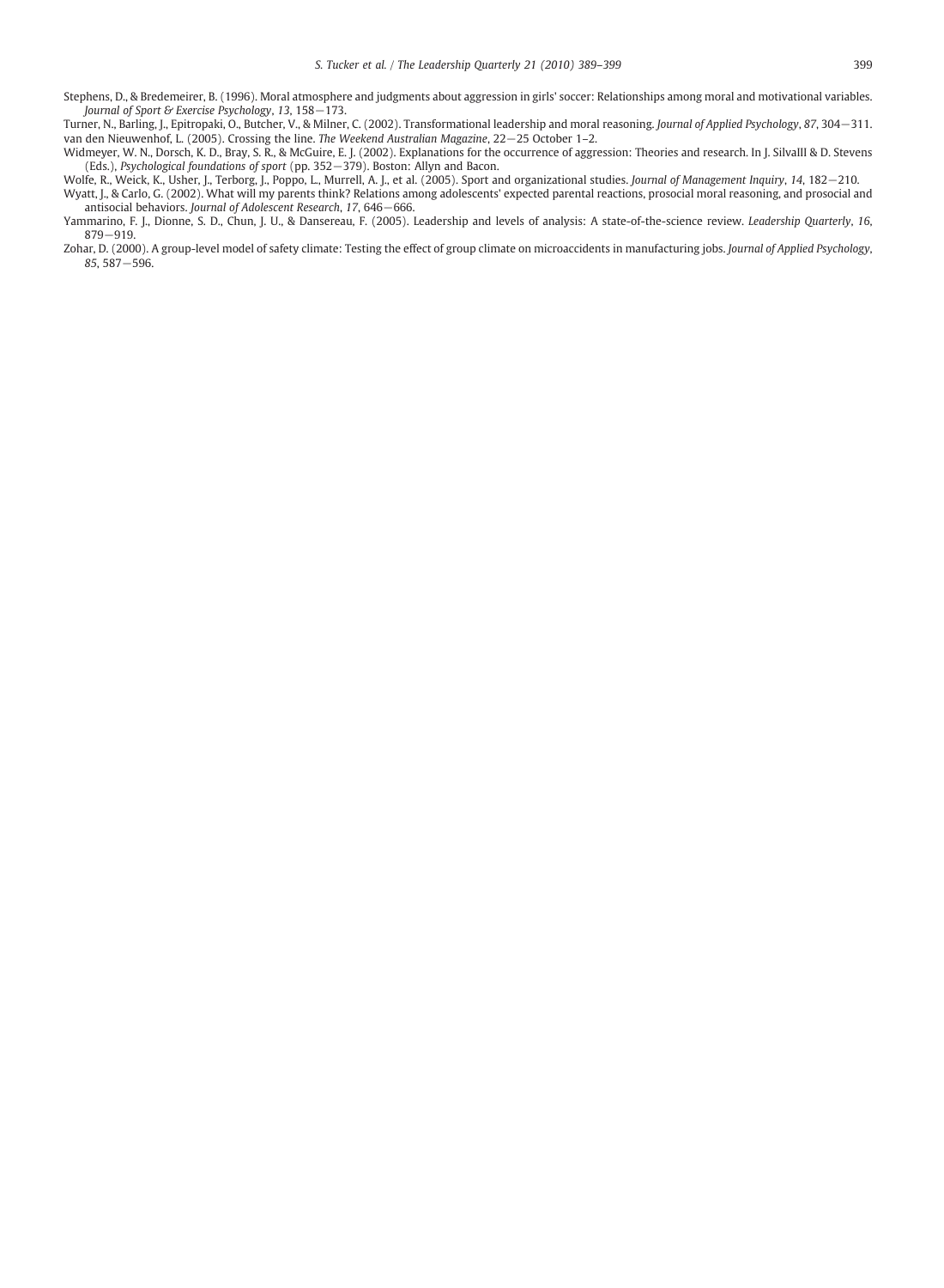Stephens, D., & Bredemeirer, B. (1996). Moral atmosphere and judgments about aggression in girls' soccer: Relationships among moral and motivational variables. *Journal of Sport & Exercise Psychology*, *13*, 158−173.

Turner, N., Barling, J., Epitropaki, O., Butcher, V., & Milner, C. (2002). Transformational leadership and moral reasoning. *Journal of Applied Psychology*, *87*, 304−311.

van den Nieuwenhof, L. (2005). Crossing the line. *The Weekend Australian Magazine*, 22−25 October 1–2.

Widmeyer, W. N., Dorsch, K. D., Bray, S. R., & McGuire, E. J. (2002). Explanations for the occurrence of aggression: Theories and research. In J. SilvaIII & D. Stevens (Eds.), *Psychological foundations of sport* (pp. 352−379). Boston: Allyn and Bacon.

Wolfe, R., Weick, K., Usher, J., Terborg, J., Poppo, L., Murrell, A. J., et al. (2005). Sport and organizational studies. *Journal of Management Inquiry*, *14*, 182−210.

Wyatt, J., & Carlo, G. (2002). What will my parents think? Relations among adolescents' expected parental reactions, prosocial moral reasoning, and prosocial and antisocial behaviors. *Journal of Adolescent Research*, *17*, 646−666.

Yammarino, F. J., Dionne, S. D., Chun, J. U., & Dansereau, F. (2005). Leadership and levels of analysis: A state-of-the-science review. *Leadership Quarterly*, *16*, 879−919.

Zohar, D. (2000). A group-level model of safety climate: Testing the effect of group climate on microaccidents in manufacturing jobs. *Journal of Applied Psychology*, *85*, 587−596.